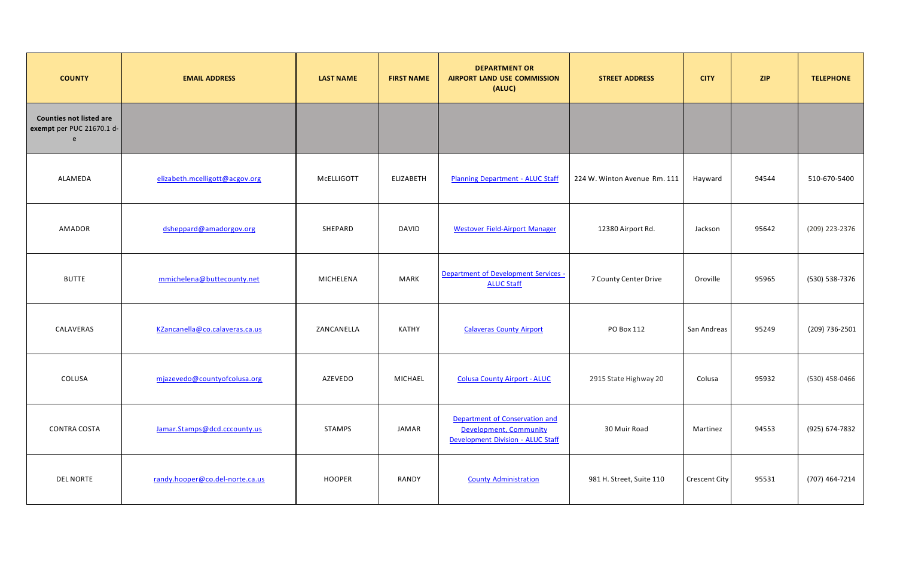| COUNTY | EMAIL ADDRESS | LAST NAME | FIRST NAME | DEPARTMENT OR AIRPORT LAND USE COMMISSION (ALUC) | STREET ADDRESS | CITY | ZIP | TELEPHONE |
|---|---|---|---|---|---|---|---|---|
| **Counties not listed are exempt** per PUC 21670.1 d-e | | | | | | | | |
| ALAMEDA | elizabeth.mcelligott@acgov.org | McELLIGOTT | ELIZABETH | Planning Department - ALUC Staff | 224 W. Winton Avenue Rm. 111 | Hayward | 94544 | 510-670-5400 |
| AMADOR | dsheppard@amadorgov.org | SHEPARD | DAVID | Westover Field-Airport Manager | 12380 Airport Rd. | Jackson | 95642 | (209) 223-2376 |
| BUTTE | mmichelena@buttecounty.net | MICHELENA | MARK | Department of Development Services - ALUC Staff | 7 County Center Drive | Oroville | 95965 | (530) 538-7376 |
| CALAVERAS | KZancanella@co.calaveras.ca.us | ZANCANELLA | KATHY | Calaveras County Airport | PO Box 112 | San Andreas | 95249 | (209) 736-2501 |
| COLUSA | mjazevedo@countyofcolusa.org | AZEVEDO | MICHAEL | Colusa County Airport - ALUC | 2915 State Highway 20 | Colusa | 95932 | (530) 458-0466 |
| CONTRA COSTA | Jamar.Stamps@dcd.cccounty.us | STAMPS | JAMAR | Department of Conservation and Development, Community Development Division - ALUC Staff | 30 Muir Road | Martinez | 94553 | (925) 674-7832 |
| DEL NORTE | randy.hooper@co.del-norte.ca.us | HOOPER | RANDY | County Administration | 981 H. Street, Suite 110 | Crescent City | 95531 | (707) 464-7214 |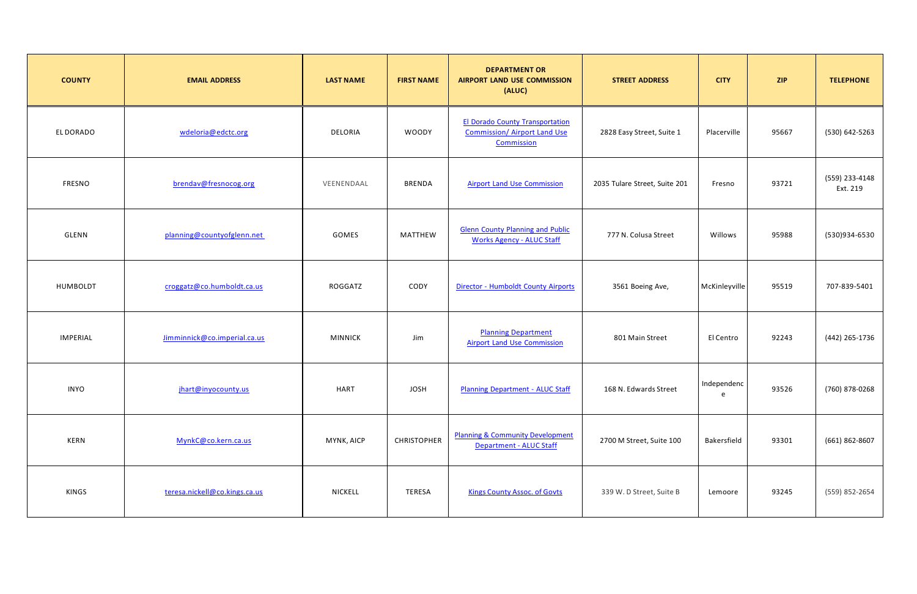| COUNTY | EMAIL ADDRESS | LAST NAME | FIRST NAME | DEPARTMENT OR AIRPORT LAND USE COMMISSION (ALUC) | STREET ADDRESS | CITY | ZIP | TELEPHONE |
|---|---|---|---|---|---|---|---|---|
| EL DORADO | wdeloria@edctc.org | DELORIA | WOODY | El Dorado County Transportation Commission/ Airport Land Use Commission | 2828 Easy Street, Suite 1 | Placerville | 95667 | (530) 642-5263 |
| FRESNO | brendav@fresnocog.org | VEENENDAAL | BRENDA | Airport Land Use Commission | 2035 Tulare Street, Suite 201 | Fresno | 93721 | (559) 233-4148 Ext. 219 |
| GLENN | planning@countyofglenn.net | GOMES | MATTHEW | Glenn County Planning and Public Works Agency - ALUC Staff | 777 N. Colusa Street | Willows | 95988 | (530)934-6530 |
| HUMBOLDT | croggatz@co.humboldt.ca.us | ROGGATZ | CODY | Director - Humboldt County Airports | 3561 Boeing Ave, | McKinleyville | 95519 | 707-839-5401 |
| IMPERIAL | Jimminnick@co.imperial.ca.us | MINNICK | Jim | Planning Department Airport Land Use Commission | 801 Main Street | El Centro | 92243 | (442) 265-1736 |
| INYO | jhart@inyocounty.us | HART | JOSH | Planning Department - ALUC Staff | 168 N. Edwards Street | Independence | 93526 | (760) 878-0268 |
| KERN | MynkC@co.kern.ca.us | MYNK, AICP | CHRISTOPHER | Planning & Community Development Department - ALUC Staff | 2700 M Street, Suite 100 | Bakersfield | 93301 | (661) 862-8607 |
| KINGS | teresa.nickell@co.kings.ca.us | NICKELL | TERESA | Kings County Assoc. of Govts | 339 W. D Street, Suite B | Lemoore | 93245 | (559) 852-2654 |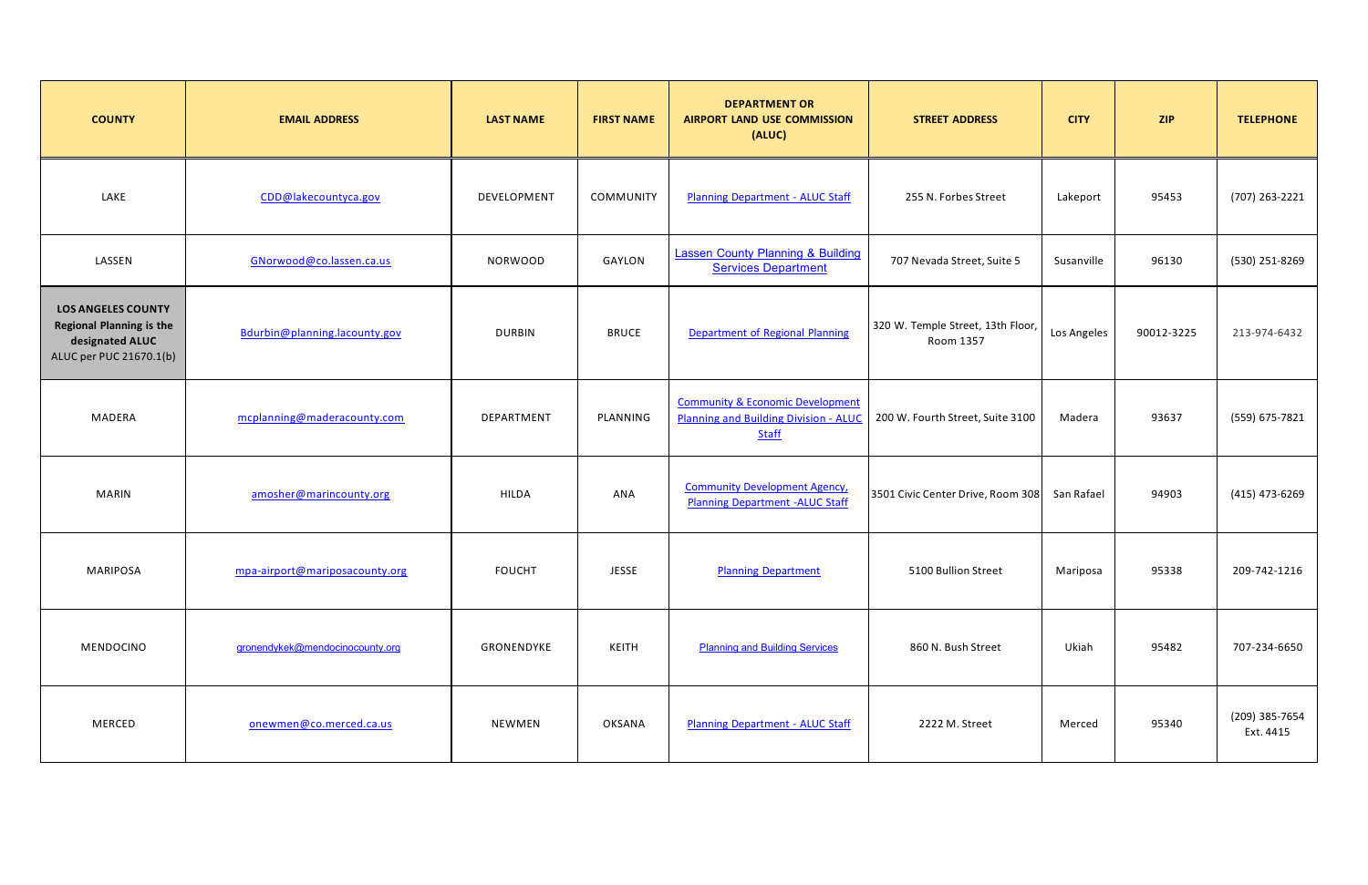| COUNTY | EMAIL ADDRESS | LAST NAME | FIRST NAME | DEPARTMENT OR AIRPORT LAND USE COMMISSION (ALUC) | STREET ADDRESS | CITY | ZIP | TELEPHONE |
|---|---|---|---|---|---|---|---|---|
| LAKE | CDD@lakecountyca.gov | DEVELOPMENT | COMMUNITY | Planning Department - ALUC Staff | 255 N. Forbes Street | Lakeport | 95453 | (707) 263-2221 |
| LASSEN | GNorwood@co.lassen.ca.us | NORWOOD | GAYLON | Lassen County Planning & Building Services Department | 707 Nevada Street, Suite 5 | Susanville | 96130 | (530) 251-8269 |
| **LOS ANGELES COUNTY Regional Planning is the designated ALUC** ALUC per PUC 21670.1(b) | Bdurbin@planning.lacounty.gov | DURBIN | BRUCE | Department of Regional Planning | 320 W. Temple Street, 13th Floor, Room 1357 | Los Angeles | 90012-3225 | 213-974-6432 |
| MADERA | mcplanning@maderacounty.com | DEPARTMENT | PLANNING | Community & Economic Development Planning and Building Division - ALUC Staff | 200 W. Fourth Street, Suite 3100 | Madera | 93637 | (559) 675-7821 |
| MARIN | amosher@marincounty.org | HILDA | ANA | Community Development Agency, Planning Department -ALUC Staff | 3501 Civic Center Drive, Room 308 | San Rafael | 94903 | (415) 473-6269 |
| MARIPOSA | mpa-airport@mariposacounty.org | FOUCHT | JESSE | Planning Department | 5100 Bullion Street | Mariposa | 95338 | 209-742-1216 |
| MENDOCINO | gronendykek@mendocinocounty.org | GRONENDYKE | KEITH | Planning and Building Services | 860 N. Bush Street | Ukiah | 95482 | 707-234-6650 |
| MERCED | onewmen@co.merced.ca.us | NEWMEN | OKSANA | Planning Department - ALUC Staff | 2222 M. Street | Merced | 95340 | (209) 385-7654 Ext. 4415 |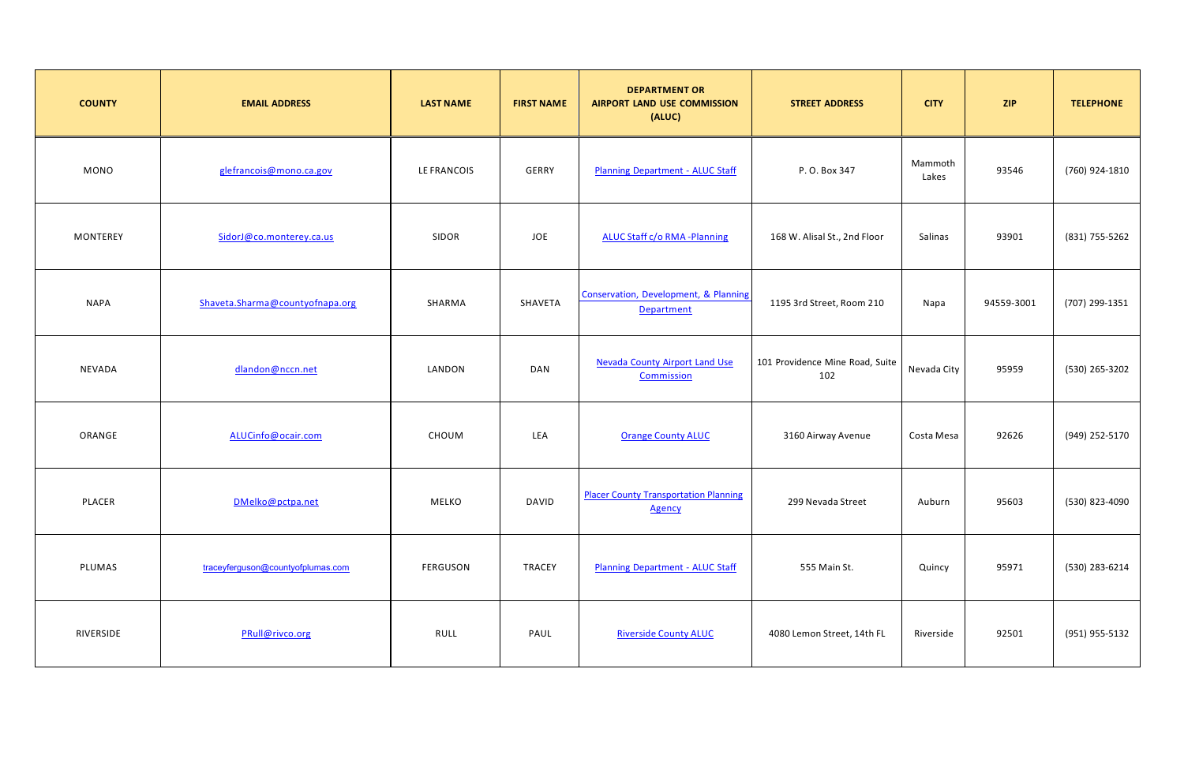| COUNTY | EMAIL ADDRESS | LAST NAME | FIRST NAME | DEPARTMENT OR AIRPORT LAND USE COMMISSION (ALUC) | STREET ADDRESS | CITY | ZIP | TELEPHONE |
|---|---|---|---|---|---|---|---|---|
| MONO | glefrancois@mono.ca.gov | LE FRANCOIS | GERRY | Planning Department - ALUC Staff | P. O. Box 347 | Mammoth Lakes | 93546 | (760) 924-1810 |
| MONTEREY | SidorJ@co.monterey.ca.us | SIDOR | JOE | ALUC Staff c/o RMA -Planning | 168 W. Alisal St., 2nd Floor | Salinas | 93901 | (831) 755-5262 |
| NAPA | Shaveta.Sharma@countyofnapa.org | SHARMA | SHAVETA | Conservation, Development, & Planning Department | 1195 3rd Street, Room 210 | Napa | 94559-3001 | (707) 299-1351 |
| NEVADA | dlandon@nccn.net | LANDON | DAN | Nevada County Airport Land Use Commission | 101 Providence Mine Road, Suite 102 | Nevada City | 95959 | (530) 265-3202 |
| ORANGE | ALUCinfo@ocair.com | CHOUM | LEA | Orange County ALUC | 3160 Airway Avenue | Costa Mesa | 92626 | (949) 252-5170 |
| PLACER | DMelko@pctpa.net | MELKO | DAVID | Placer County Transportation Planning Agency | 299 Nevada Street | Auburn | 95603 | (530) 823-4090 |
| PLUMAS | traceyferguson@countyofplumas.com | FERGUSON | TRACEY | Planning Department - ALUC Staff | 555 Main St. | Quincy | 95971 | (530) 283-6214 |
| RIVERSIDE | PRull@rivco.org | RULL | PAUL | Riverside County ALUC | 4080 Lemon Street, 14th FL | Riverside | 92501 | (951) 955-5132 |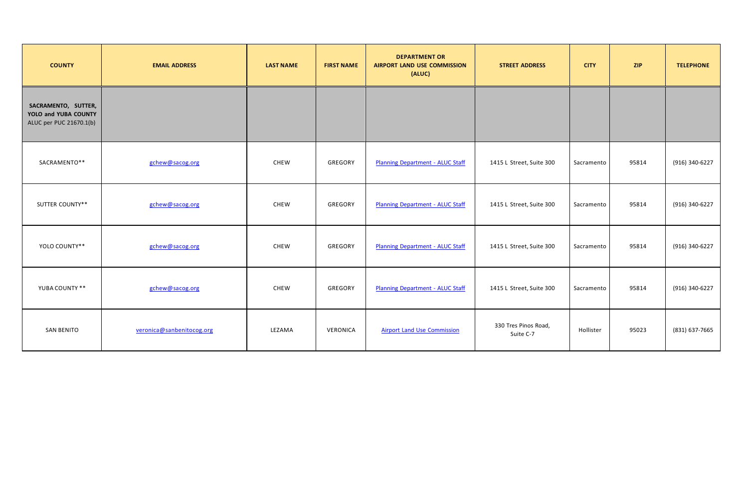| COUNTY | EMAIL ADDRESS | LAST NAME | FIRST NAME | DEPARTMENT OR AIRPORT LAND USE COMMISSION (ALUC) | STREET ADDRESS | CITY | ZIP | TELEPHONE |
|---|---|---|---|---|---|---|---|---|
| **SACRAMENTO, SUTTER, YOLO and YUBA COUNTY** ALUC per PUC 21670.1(b) | | | | | | | | |
| SACRAMENTO** | gchew@sacog.org | CHEW | GREGORY | Planning Department - ALUC Staff | 1415 L Street, Suite 300 | Sacramento | 95814 | (916) 340-6227 |
| SUTTER COUNTY** | gchew@sacog.org | CHEW | GREGORY | Planning Department - ALUC Staff | 1415 L Street, Suite 300 | Sacramento | 95814 | (916) 340-6227 |
| YOLO COUNTY** | gchew@sacog.org | CHEW | GREGORY | Planning Department - ALUC Staff | 1415 L Street, Suite 300 | Sacramento | 95814 | (916) 340-6227 |
| YUBA COUNTY ** | gchew@sacog.org | CHEW | GREGORY | Planning Department - ALUC Staff | 1415 L Street, Suite 300 | Sacramento | 95814 | (916) 340-6227 |
| SAN BENITO | veronica@sanbenitocog.org | LEZAMA | VERONICA | Airport Land Use Commission | 330 Tres Pinos Road, Suite C-7 | Hollister | 95023 | (831) 637-7665 |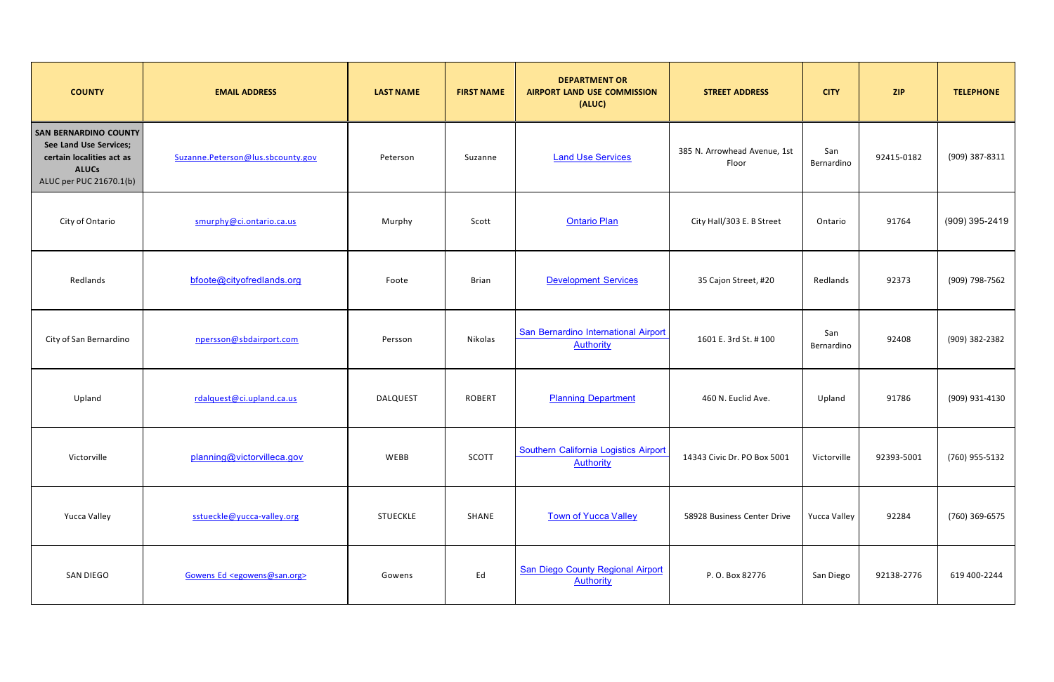| COUNTY | EMAIL ADDRESS | LAST NAME | FIRST NAME | DEPARTMENT OR AIRPORT LAND USE COMMISSION (ALUC) | STREET ADDRESS | CITY | ZIP | TELEPHONE |
|---|---|---|---|---|---|---|---|---|
| **SAN BERNARDINO COUNTY See Land Use Services; certain localities act as ALUCs** ALUC per PUC 21670.1(b) | Suzanne.Peterson@lus.sbcounty.gov | Peterson | Suzanne | Land Use Services | 385 N. Arrowhead Avenue, 1st Floor | San Bernardino | 92415-0182 | (909) 387-8311 |
| City of Ontario | smurphy@ci.ontario.ca.us | Murphy | Scott | Ontario Plan | City Hall/303 E. B Street | Ontario | 91764 | (909) 395-2419 |
| Redlands | bfoote@cityofredlands.org | Foote | Brian | Development Services | 35 Cajon Street, #20 | Redlands | 92373 | (909) 798-7562 |
| City of San Bernardino | npersson@sbdairport.com | Persson | Nikolas | San Bernardino International Airport Authority | 1601 E. 3rd St. # 100 | San Bernardino | 92408 | (909) 382-2382 |
| Upland | rdalquest@ci.upland.ca.us | DALQUEST | ROBERT | Planning Department | 460 N. Euclid Ave. | Upland | 91786 | (909) 931-4130 |
| Victorville | planning@victorvilleca.gov | WEBB | SCOTT | Southern California Logistics Airport Authority | 14343 Civic Dr. PO Box 5001 | Victorville | 92393-5001 | (760) 955-5132 |
| Yucca Valley | sstueckle@yucca-valley.org | STUECKLE | SHANE | Town of Yucca Valley | 58928 Business Center Drive | Yucca Valley | 92284 | (760) 369-6575 |
| SAN DIEGO | Gowens Ed <egowens@san.org> | Gowens | Ed | San Diego County Regional Airport Authority | P. O. Box 82776 | San Diego | 92138-2776 | 619 400-2244 |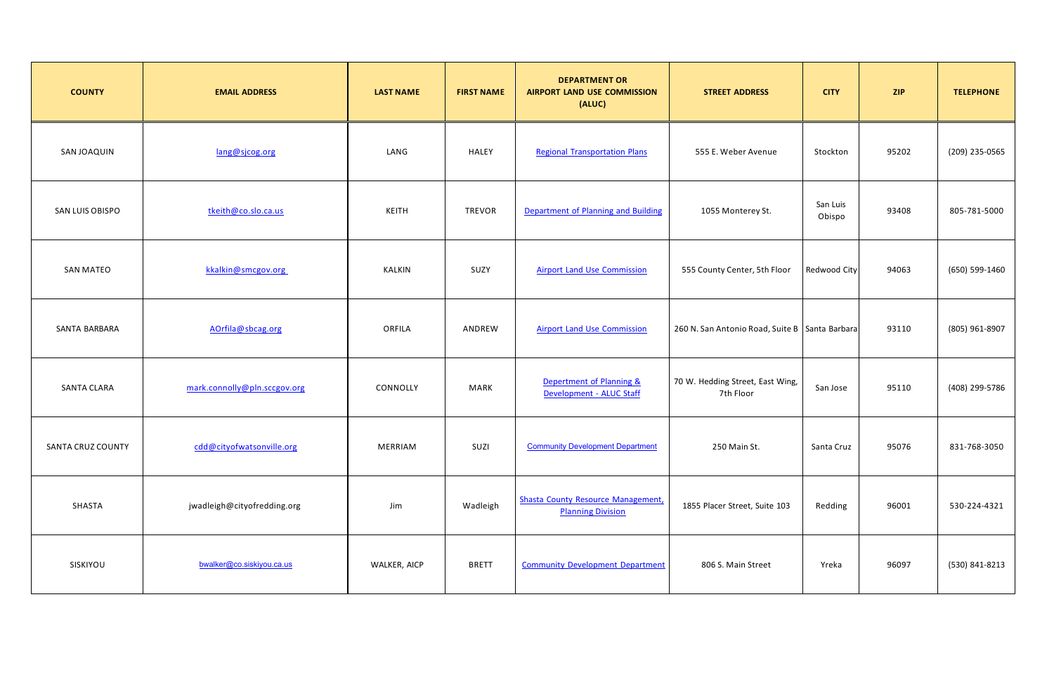| COUNTY | EMAIL ADDRESS | LAST NAME | FIRST NAME | DEPARTMENT OR AIRPORT LAND USE COMMISSION (ALUC) | STREET ADDRESS | CITY | ZIP | TELEPHONE |
|---|---|---|---|---|---|---|---|---|
| SAN JOAQUIN | lang@sjcog.org | LANG | HALEY | Regional Transportation Plans | 555 E. Weber Avenue | Stockton | 95202 | (209) 235-0565 |
| SAN LUIS OBISPO | tkeith@co.slo.ca.us | KEITH | TREVOR | Department of Planning and Building | 1055 Monterey St. | San Luis Obispo | 93408 | 805-781-5000 |
| SAN MATEO | kkalkin@smcgov.org | KALKIN | SUZY | Airport Land Use Commission | 555 County Center, 5th Floor | Redwood City | 94063 | (650) 599-1460 |
| SANTA BARBARA | AOrfila@sbcag.org | ORFILA | ANDREW | Airport Land Use Commission | 260 N. San Antonio Road, Suite B | Santa Barbara | 93110 | (805) 961-8907 |
| SANTA CLARA | mark.connolly@pln.sccgov.org | CONNOLLY | MARK | Depertment of Planning & Development - ALUC Staff | 70 W. Hedding Street, East Wing, 7th Floor | San Jose | 95110 | (408) 299-5786 |
| SANTA CRUZ COUNTY | cdd@cityofwatsonville.org | MERRIAM | SUZI | Community Development Department | 250 Main St. | Santa Cruz | 95076 | 831-768-3050 |
| SHASTA | jwadleigh@cityofredding.org | Jim | Wadleigh | Shasta County Resource Management, Planning Division | 1855 Placer Street, Suite 103 | Redding | 96001 | 530-224-4321 |
| SISKIYOU | bwalker@co.siskiyou.ca.us | WALKER, AICP | BRETT | Community Development Department | 806 S. Main Street | Yreka | 96097 | (530) 841-8213 |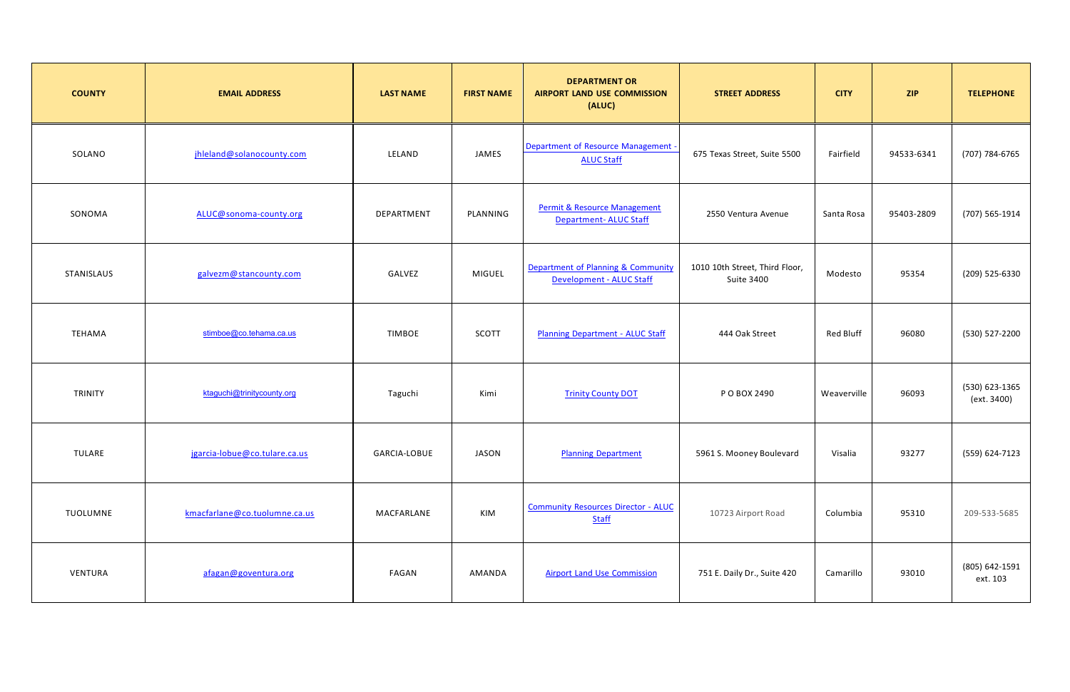| COUNTY | EMAIL ADDRESS | LAST NAME | FIRST NAME | DEPARTMENT OR AIRPORT LAND USE COMMISSION (ALUC) | STREET ADDRESS | CITY | ZIP | TELEPHONE |
| --- | --- | --- | --- | --- | --- | --- | --- | --- |
| SOLANO | jhleland@solanocounty.com | LELAND | JAMES | Department of Resource Management - ALUC Staff | 675 Texas Street, Suite 5500 | Fairfield | 94533-6341 | (707) 784-6765 |
| SONOMA | ALUC@sonoma-county.org | DEPARTMENT | PLANNING | Permit & Resource Management Department- ALUC Staff | 2550 Ventura Avenue | Santa Rosa | 95403-2809 | (707) 565-1914 |
| STANISLAUS | galvezm@stancounty.com | GALVEZ | MIGUEL | Department of Planning & Community Development - ALUC Staff | 1010 10th Street, Third Floor, Suite 3400 | Modesto | 95354 | (209) 525-6330 |
| TEHAMA | stimboe@co.tehama.ca.us | TIMBOE | SCOTT | Planning Department - ALUC Staff | 444 Oak Street | Red Bluff | 96080 | (530) 527-2200 |
| TRINITY | ktaguchi@trinitycounty.org | Taguchi | Kimi | Trinity County DOT | P O BOX 2490 | Weaverville | 96093 | (530) 623-1365 (ext. 3400) |
| TULARE | jgarcia-lobue@co.tulare.ca.us | GARCIA-LOBUE | JASON | Planning Department | 5961 S. Mooney Boulevard | Visalia | 93277 | (559) 624-7123 |
| TUOLUMNE | kmacfarlane@co.tuolumne.ca.us | MACFARLANE | KIM | Community Resources Director - ALUC Staff | 10723 Airport Road | Columbia | 95310 | 209-533-5685 |
| VENTURA | afagan@goventura.org | FAGAN | AMANDA | Airport Land Use Commission | 751 E. Daily Dr., Suite 420 | Camarillo | 93010 | (805) 642-1591 ext. 103 |